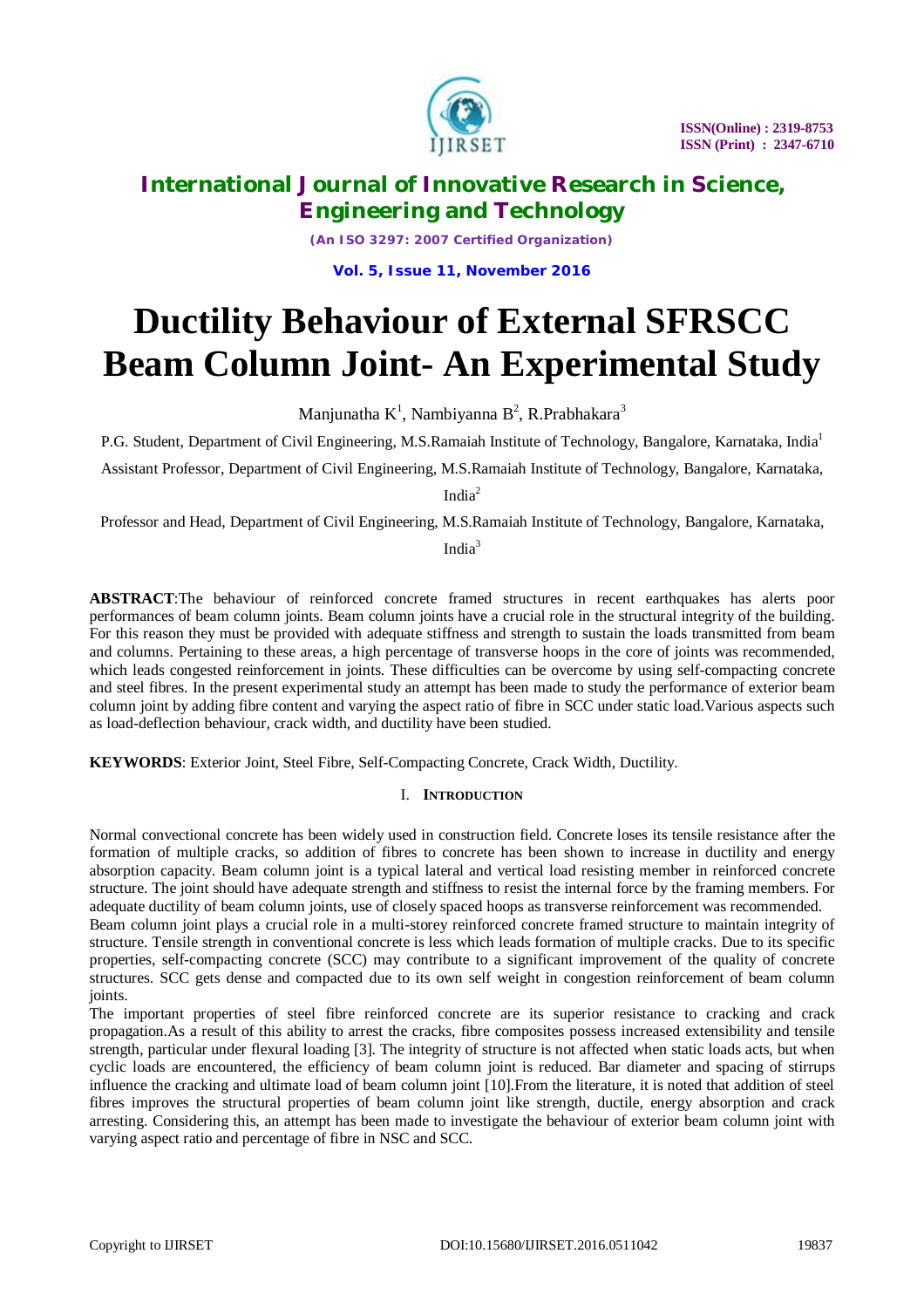# Ductility Behaviour of External SFRSCC Beam Column Joint- An Experimental Study

Manjunatha K[1], Nambiyanna B[2], R.Prabhakara[3]

P.G. Student, Department of Civil Engineering, M.S.Ramaiah Institute of Technology, Bangalore, Karnataka, India[1]

Assistant Professor, Department of Civil Engineering, M.S.Ramaiah Institute of Technology, Bangalore, Karnataka, India[2]

Professor and Head, Department of Civil Engineering, M.S.Ramaiah Institute of Technology, Bangalore, Karnataka, India[3]

**ABSTRACT**:The behaviour of reinforced concrete framed structures in recent earthquakes has alerts poor performances of beam column joints. Beam column joints have a crucial role in the structural integrity of the building. For this reason they must be provided with adequate stiffness and strength to sustain the loads transmitted from beam and columns. Pertaining to these areas, a high percentage of transverse hoops in the core of joints was recommended, which leads congested reinforcement in joints. These difficulties can be overcome by using self-compacting concrete and steel fibres. In the present experimental study an attempt has been made to study the performance of exterior beam column joint by adding fibre content and varying the aspect ratio of fibre in SCC under static load.Various aspects such as load-deflection behaviour, crack width, and ductility have been studied.

**KEYWORDS**: Exterior Joint, Steel Fibre, Self-Compacting Concrete, Crack Width, Ductility.

## I. INTRODUCTION

Normal convectional concrete has been widely used in construction field. Concrete loses its tensile resistance after the formation of multiple cracks, so addition of fibres to concrete has been shown to increase in ductility and energy absorption capacity. Beam column joint is a typical lateral and vertical load resisting member in reinforced concrete structure. The joint should have adequate strength and stiffness to resist the internal force by the framing members. For adequate ductility of beam column joints, use of closely spaced hoops as transverse reinforcement was recommended.

Beam column joint plays a crucial role in a multi-storey reinforced concrete framed structure to maintain integrity of structure. Tensile strength in conventional concrete is less which leads formation of multiple cracks. Due to its specific properties, self-compacting concrete (SCC) may contribute to a significant improvement of the quality of concrete structures. SCC gets dense and compacted due to its own self weight in congestion reinforcement of beam column joints.

The important properties of steel fibre reinforced concrete are its superior resistance to cracking and crack propagation.As a result of this ability to arrest the cracks, fibre composites possess increased extensibility and tensile strength, particular under flexural loading [3]. The integrity of structure is not affected when static loads acts, but when cyclic loads are encountered, the efficiency of beam column joint is reduced. Bar diameter and spacing of stirrups influence the cracking and ultimate load of beam column joint [10].From the literature, it is noted that addition of steel fibres improves the structural properties of beam column joint like strength, ductile, energy absorption and crack arresting. Considering this, an attempt has been made to investigate the behaviour of exterior beam column joint with varying aspect ratio and percentage of fibre in NSC and SCC.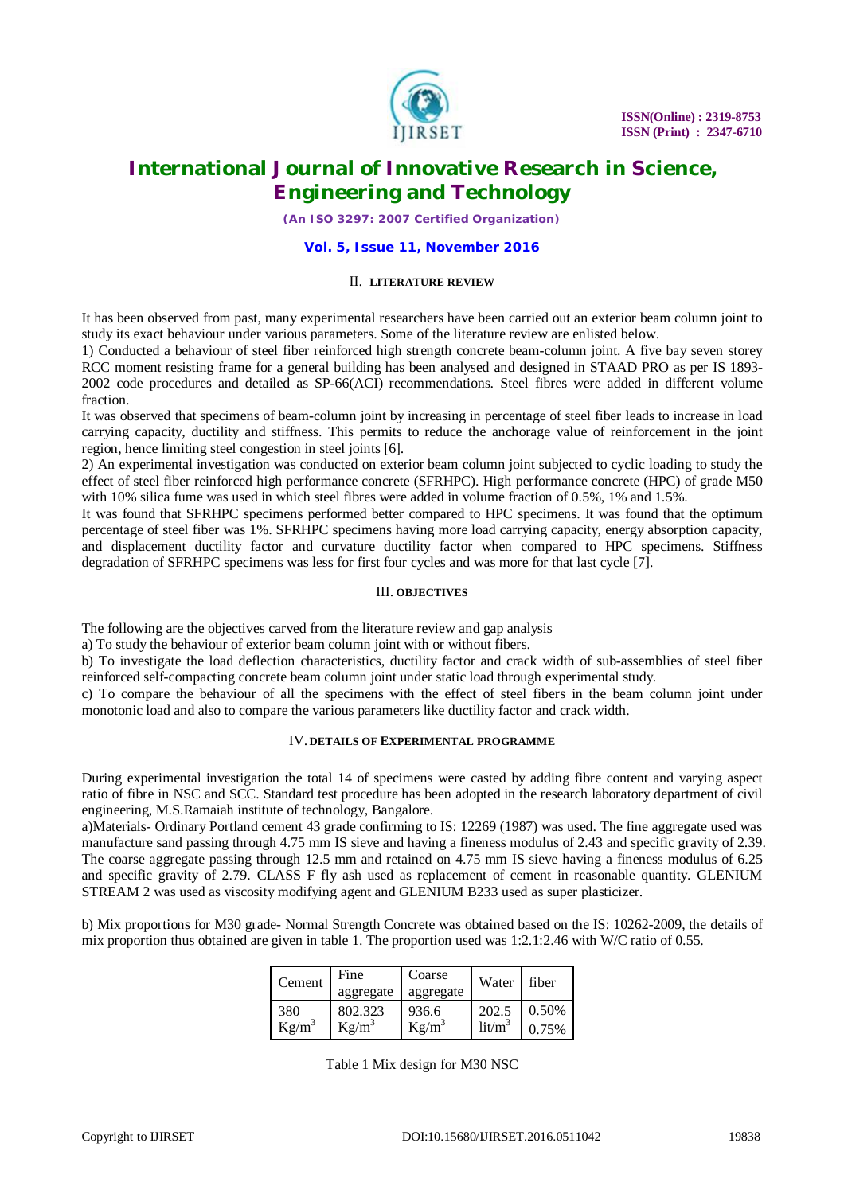## II. LITERATURE REVIEW

It has been observed from past, many experimental researchers have been carried out an exterior beam column joint to study its exact behaviour under various parameters. Some of the literature review are enlisted below.

1) Conducted a behaviour of steel fiber reinforced high strength concrete beam-column joint. A five bay seven storey RCC moment resisting frame for a general building has been analysed and designed in STAAD PRO as per IS 1893-2002 code procedures and detailed as SP-66(ACI) recommendations. Steel fibres were added in different volume fraction.

It was observed that specimens of beam-column joint by increasing in percentage of steel fiber leads to increase in load carrying capacity, ductility and stiffness. This permits to reduce the anchorage value of reinforcement in the joint region, hence limiting steel congestion in steel joints [6].

2) An experimental investigation was conducted on exterior beam column joint subjected to cyclic loading to study the effect of steel fiber reinforced high performance concrete (SFRHPC). High performance concrete (HPC) of grade M50 with 10% silica fume was used in which steel fibres were added in volume fraction of 0.5%, 1% and 1.5%.

It was found that SFRHPC specimens performed better compared to HPC specimens. It was found that the optimum percentage of steel fiber was 1%. SFRHPC specimens having more load carrying capacity, energy absorption capacity, and displacement ductility factor and curvature ductility factor when compared to HPC specimens. Stiffness degradation of SFRHPC specimens was less for first four cycles and was more for that last cycle [7].

## III. OBJECTIVES

The following are the objectives carved from the literature review and gap analysis

a) To study the behaviour of exterior beam column joint with or without fibers.

b) To investigate the load deflection characteristics, ductility factor and crack width of sub-assemblies of steel fiber reinforced self-compacting concrete beam column joint under static load through experimental study.

c) To compare the behaviour of all the specimens with the effect of steel fibers in the beam column joint under monotonic load and also to compare the various parameters like ductility factor and crack width.

## IV. DETAILS OF EXPERIMENTAL PROGRAMME

During experimental investigation the total 14 of specimens were casted by adding fibre content and varying aspect ratio of fibre in NSC and SCC. Standard test procedure has been adopted in the research laboratory department of civil engineering, M.S.Ramaiah institute of technology, Bangalore.

a)Materials- Ordinary Portland cement 43 grade confirming to IS: 12269 (1987) was used. The fine aggregate used was manufacture sand passing through 4.75 mm IS sieve and having a fineness modulus of 2.43 and specific gravity of 2.39. The coarse aggregate passing through 12.5 mm and retained on 4.75 mm IS sieve having a fineness modulus of 6.25 and specific gravity of 2.79. CLASS F fly ash used as replacement of cement in reasonable quantity. GLENIUM STREAM 2 was used as viscosity modifying agent and GLENIUM B233 used as super plasticizer.

b) Mix proportions for M30 grade- Normal Strength Concrete was obtained based on the IS: 10262-2009, the details of mix proportion thus obtained are given in table 1. The proportion used was 1:2.1:2.46 with W/C ratio of 0.55.

| Cement | Fine aggregate | Coarse aggregate | Water | fiber |
|---|---|---|---|---|
| 380 $Kg/m^3$ | 802.323 $Kg/m^3$ | 936.6 $Kg/m^3$ | 202.5 $lit/m^3$ | 0.50% 0.75% |

Table 1 Mix design for M30 NSC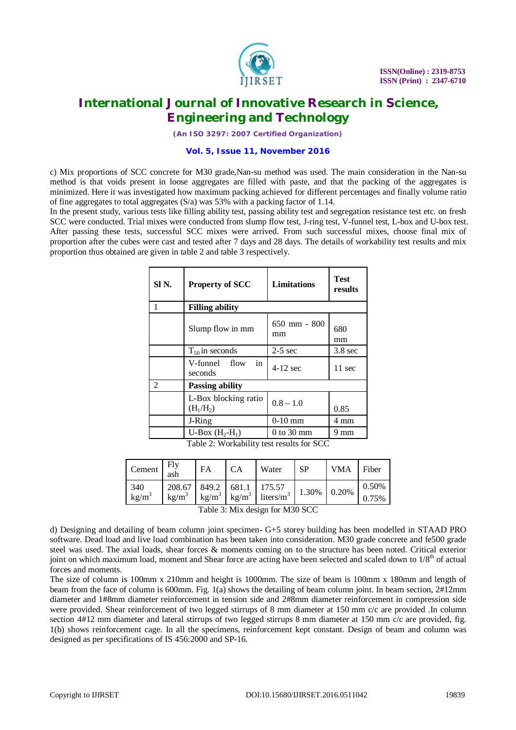c) Mix proportions of SCC concrete for M30 grade,Nan-su method was used. The main consideration in the Nan-su method is that voids present in loose aggregates are filled with paste, and that the packing of the aggregates is minimized. Here it was investigated how maximum packing achieved for different percentages and finally volume ratio of fine aggregates to total aggregates (S/a) was 53% with a packing factor of 1.14.

In the present study, various tests like filling ability test, passing ability test and segregation resistance test etc. on fresh SCC were conducted. Trial mixes were conducted from slump flow test, J-ring test, V-funnel test, L-box and U-box test. After passing these tests, successful SCC mixes were arrived. From such successful mixes, choose final mix of proportion after the cubes were cast and tested after 7 days and 28 days. The details of workability test results and mix proportion thus obtained are given in table 2 and table 3 respectively.

| Sl N. | Property of SCC | Limitations | Test results |
|---|---|---|---|
| 1 | **Filling ability** | | |
| | Slump flow in mm | 650 mm - 800 mm | 680 mm |
| | $T_{50}$ in seconds | 2-5 sec | 3.8 sec |
| | V-funnel flow in seconds | 4-12 sec | 11 sec |
| 2 | **Passing ability** | | |
| | L-Box blocking ratio ($H_1/H_2$) | 0.8 – 1.0 | 0.85 |
| | J-Ring | 0-10 mm | 4 mm |
| | U-Box ($H_2$-$H_1$) | 0 to 30 mm | 9 mm |

Table 2: Workability test results for SCC

| Cement | Fly ash | FA | CA | Water | SP | VMA | Fiber |
|---|---|---|---|---|---|---|---|
| 340 $kg/m^3$ | 208.67 $kg/m^3$ | 849.2 $kg/m^3$ | 681.1 $kg/m^3$ | 175.57 $liters/m^3$ | 1.30% | 0.20% | 0.50% 0.75% |

Table 3: Mix design for M30 SCC

d) Designing and detailing of beam column joint specimen- G+5 storey building has been modelled in STAAD PRO software. Dead load and live load combination has been taken into consideration. M30 grade concrete and fe500 grade steel was used. The axial loads, shear forces & moments coming on to the structure has been noted. Critical exterior joint on which maximum load, moment and Shear force are acting have been selected and scaled down to $1/8^{th}$ of actual forces and moments.

The size of column is 100mm x 210mm and height is 1000mm. The size of beam is 100mm x 180mm and length of beam from the face of column is 600mm. Fig. 1(a) shows the detailing of beam column joint. In beam section, 2#12mm diameter and 1#8mm diameter reinforcement in tension side and 2#8mm diameter reinforcement in compression side were provided. Shear reinforcement of two legged stirrups of 8 mm diameter at 150 mm c/c are provided .In column section 4#12 mm diameter and lateral stirrups of two legged stirrups 8 mm diameter at 150 mm c/c are provided, fig. 1(b) shows reinforcement cage. In all the specimens, reinforcement kept constant. Design of beam and column was designed as per specifications of IS 456:2000 and SP-16.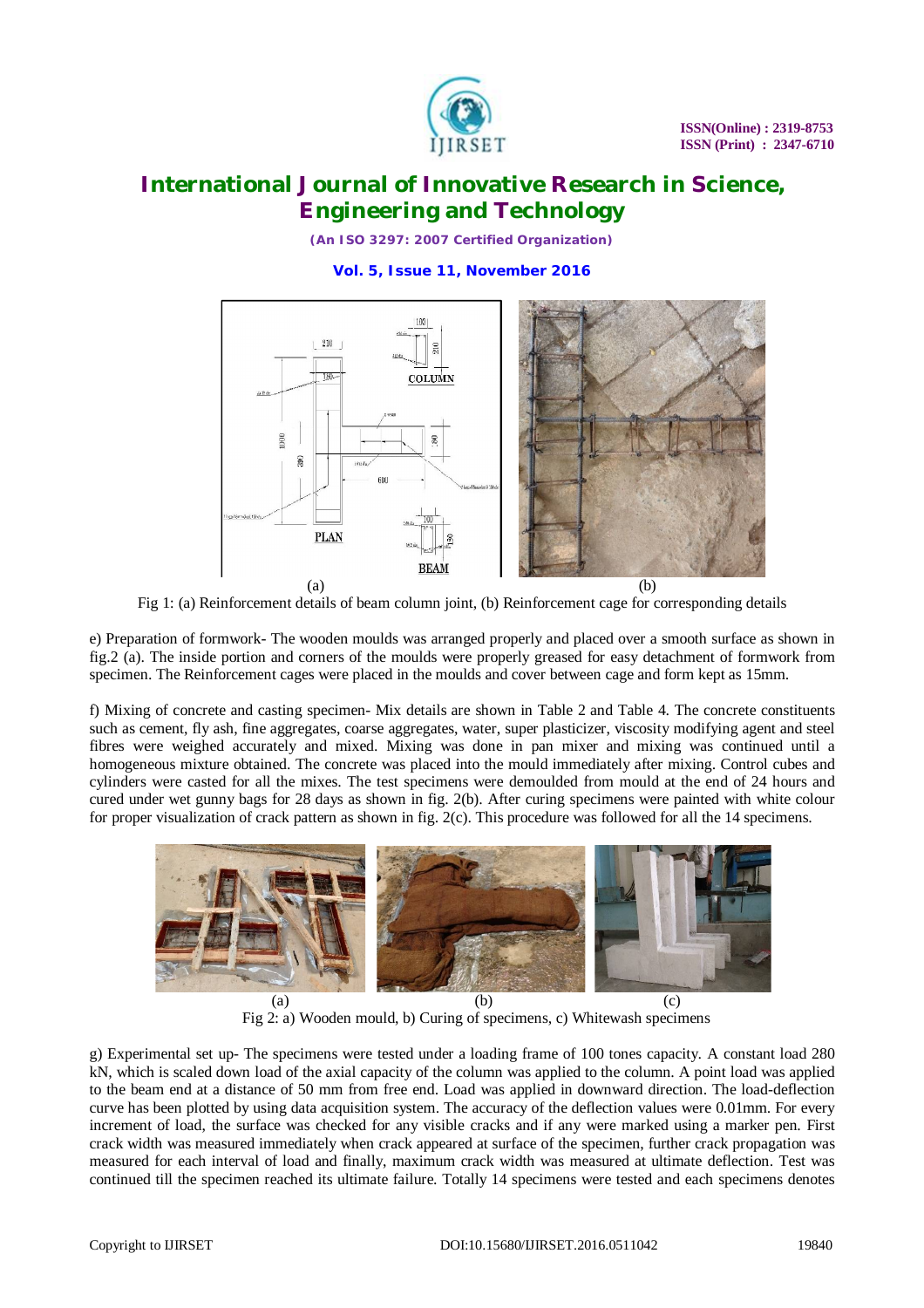(a) (b)

Fig 1: (a) Reinforcement details of beam column joint, (b) Reinforcement cage for corresponding details

e) Preparation of formwork- The wooden moulds was arranged properly and placed over a smooth surface as shown in fig.2 (a). The inside portion and corners of the moulds were properly greased for easy detachment of formwork from specimen. The Reinforcement cages were placed in the moulds and cover between cage and form kept as 15mm.

f) Mixing of concrete and casting specimen- Mix details are shown in Table 2 and Table 4. The concrete constituents such as cement, fly ash, fine aggregates, coarse aggregates, water, super plasticizer, viscosity modifying agent and steel fibres were weighed accurately and mixed. Mixing was done in pan mixer and mixing was continued until a homogeneous mixture obtained. The concrete was placed into the mould immediately after mixing. Control cubes and cylinders were casted for all the mixes. The test specimens were demoulded from mould at the end of 24 hours and cured under wet gunny bags for 28 days as shown in fig. 2(b). After curing specimens were painted with white colour for proper visualization of crack pattern as shown in fig. 2(c). This procedure was followed for all the 14 specimens.

(a) (b) (c)

Fig 2: a) Wooden mould, b) Curing of specimens, c) Whitewash specimens

g) Experimental set up- The specimens were tested under a loading frame of 100 tones capacity. A constant load 280 kN, which is scaled down load of the axial capacity of the column was applied to the column. A point load was applied to the beam end at a distance of 50 mm from free end. Load was applied in downward direction. The load-deflection curve has been plotted by using data acquisition system. The accuracy of the deflection values were 0.01mm. For every increment of load, the surface was checked for any visible cracks and if any were marked using a marker pen. First crack width was measured immediately when crack appeared at surface of the specimen, further crack propagation was measured for each interval of load and finally, maximum crack width was measured at ultimate deflection. Test was continued till the specimen reached its ultimate failure. Totally 14 specimens were tested and each specimens denotes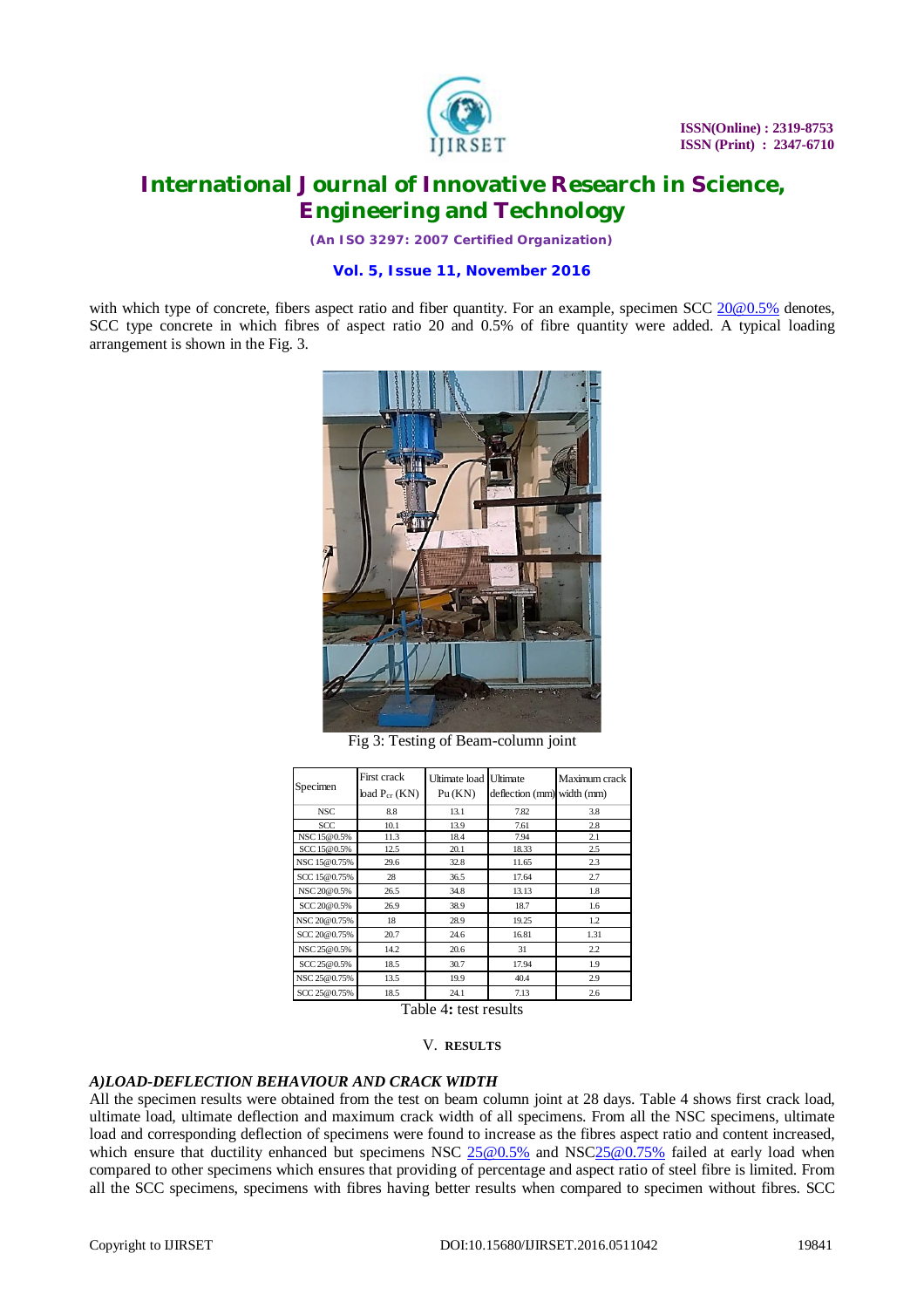with which type of concrete, fibers aspect ratio and fiber quantity. For an example, specimen SCC 20@0.5% denotes, SCC type concrete in which fibres of aspect ratio 20 and 0.5% of fibre quantity were added. A typical loading arrangement is shown in the Fig. 3.

Fig 3: Testing of Beam-column joint

| Specimen | First crack load $P_{cr}$ (KN) | Ultimate load Pu (KN) | Ultimate deflection (mm) | Maximum crack width (mm) |
|---|---|---|---|---|
| NSC | 8.8 | 13.1 | 7.82 | 3.8 |
| SCC | 10.1 | 13.9 | 7.61 | 2.8 |
| NSC 15@0.5% | 11.3 | 18.4 | 7.94 | 2.1 |
| SCC 15@0.5% | 12.5 | 20.1 | 18.33 | 2.5 |
| NSC 15@0.75% | 29.6 | 32.8 | 11.65 | 2.3 |
| SCC 15@0.75% | 28 | 36.5 | 17.64 | 2.7 |
| NSC 20@0.5% | 26.5 | 34.8 | 13.13 | 1.8 |
| SCC 20@0.5% | 26.9 | 38.9 | 18.7 | 1.6 |
| NSC 20@0.75% | 18 | 28.9 | 19.25 | 1.2 |
| SCC 20@0.75% | 20.7 | 24.6 | 16.81 | 1.31 |
| NSC 25@0.5% | 14.2 | 20.6 | 31 | 2.2 |
| SCC 25@0.5% | 18.5 | 30.7 | 17.94 | 1.9 |
| NSC 25@0.75% | 13.5 | 19.9 | 40.4 | 2.9 |
| SCC 25@0.75% | 18.5 | 24.1 | 7.13 | 2.6 |

Table 4**:** test results

## V. RESULTS

### *A)LOAD-DEFLECTION BEHAVIOUR AND CRACK WIDTH*

All the specimen results were obtained from the test on beam column joint at 28 days. Table 4 shows first crack load, ultimate load, ultimate deflection and maximum crack width of all specimens. From all the NSC specimens, ultimate load and corresponding deflection of specimens were found to increase as the fibres aspect ratio and content increased, which ensure that ductility enhanced but specimens NSC 25@0.5% and NSC25@0.75% failed at early load when compared to other specimens which ensures that providing of percentage and aspect ratio of steel fibre is limited. From all the SCC specimens, specimens with fibres having better results when compared to specimen without fibres. SCC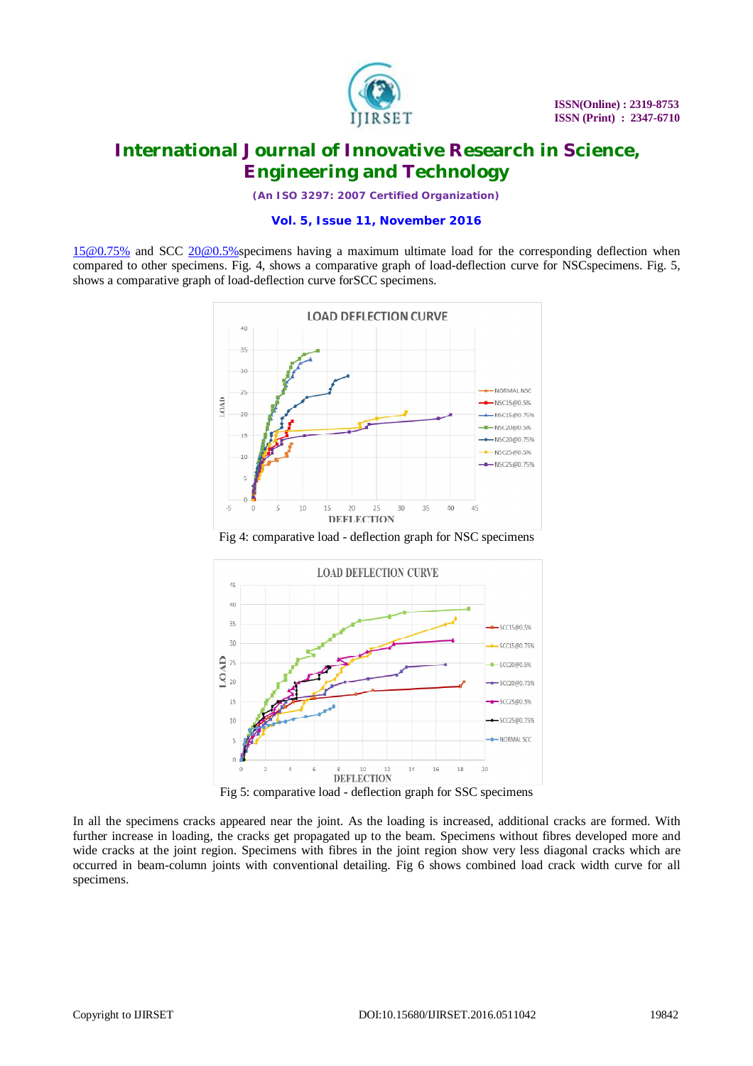15@0.75% and SCC 20@0.5%specimens having a maximum ultimate load for the corresponding deflection when compared to other specimens. Fig. 4, shows a comparative graph of load-deflection curve for NSCspecimens. Fig. 5, shows a comparative graph of load-deflection curve forSCC specimens.

Fig 4: comparative load - deflection graph for NSC specimens

Fig 5: comparative load - deflection graph for SSC specimens

In all the specimens cracks appeared near the joint. As the loading is increased, additional cracks are formed. With further increase in loading, the cracks get propagated up to the beam. Specimens without fibres developed more and wide cracks at the joint region. Specimens with fibres in the joint region show very less diagonal cracks which are occurred in beam-column joints with conventional detailing. Fig 6 shows combined load crack width curve for all specimens.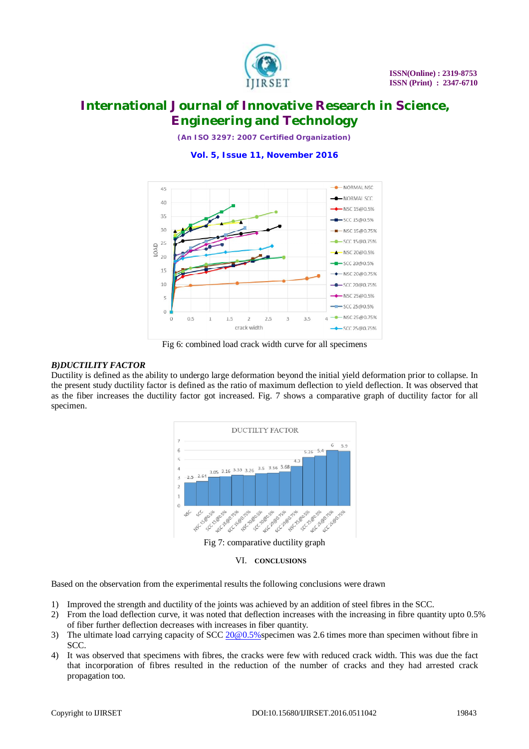Fig 6: combined load crack width curve for all specimens

***B)DUCTILITY FACTOR***

Ductility is defined as the ability to undergo large deformation beyond the initial yield deformation prior to collapse. In the present study ductility factor is defined as the ratio of maximum deflection to yield deflection. It was observed that as the fiber increases the ductility factor got increased. Fig. 7 shows a comparative graph of ductility factor for all specimen.

Fig 7: comparative ductility graph

## VI. CONCLUSIONS

Based on the observation from the experimental results the following conclusions were drawn

1) Improved the strength and ductility of the joints was achieved by an addition of steel fibres in the SCC.
2) From the load deflection curve, it was noted that deflection increases with the increasing in fibre quantity upto 0.5% of fiber further deflection decreases with increases in fiber quantity.
3) The ultimate load carrying capacity of SCC 20@0.5%specimen was 2.6 times more than specimen without fibre in SCC.
4) It was observed that specimens with fibres, the cracks were few with reduced crack width. This was due the fact that incorporation of fibres resulted in the reduction of the number of cracks and they had arrested crack propagation too.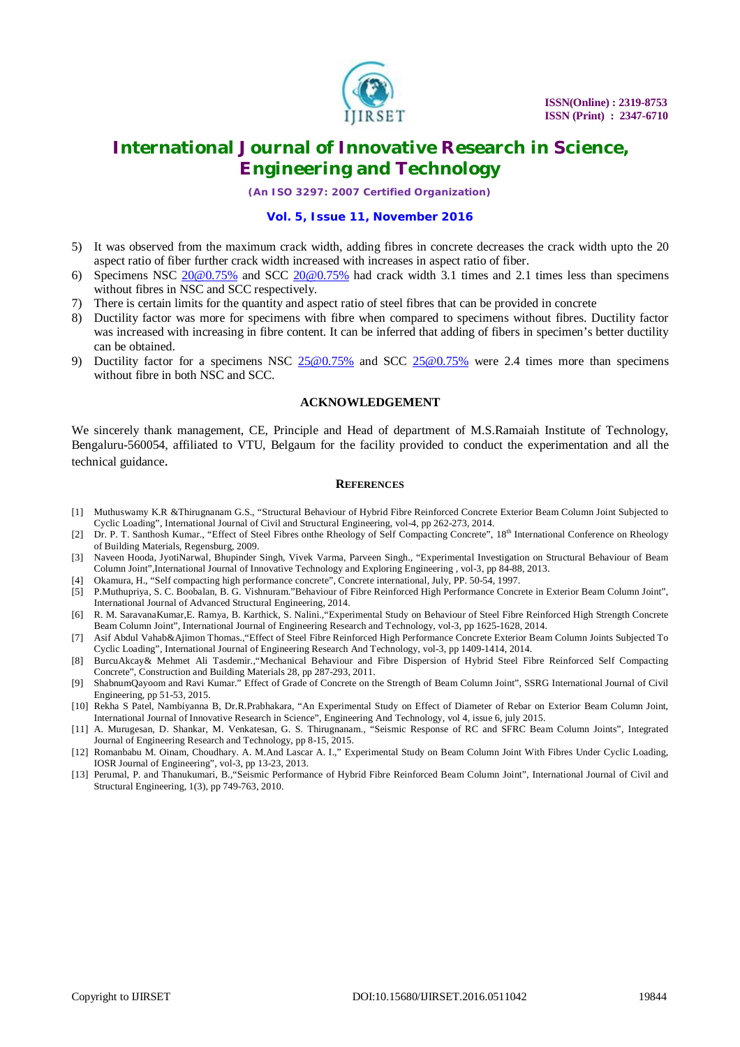5) It was observed from the maximum crack width, adding fibres in concrete decreases the crack width upto the 20 aspect ratio of fiber further crack width increased with increases in aspect ratio of fiber.
6) Specimens NSC 20@0.75% and SCC 20@0.75% had crack width 3.1 times and 2.1 times less than specimens without fibres in NSC and SCC respectively.
7) There is certain limits for the quantity and aspect ratio of steel fibres that can be provided in concrete
8) Ductility factor was more for specimens with fibre when compared to specimens without fibres. Ductility factor was increased with increasing in fibre content. It can be inferred that adding of fibers in specimen's better ductility can be obtained.
9) Ductility factor for a specimens NSC 25@0.75% and SCC 25@0.75% were 2.4 times more than specimens without fibre in both NSC and SCC.

## ACKNOWLEDGEMENT

We sincerely thank management, CE, Principle and Head of department of M.S.Ramaiah Institute of Technology, Bengaluru-560054, affiliated to VTU, Belgaum for the facility provided to conduct the experimentation and all the technical guidance.

## REFERENCES

[1] Muthuswamy K.R &Thirugnanam G.S., "Structural Behaviour of Hybrid Fibre Reinforced Concrete Exterior Beam Column Joint Subjected to Cyclic Loading", International Journal of Civil and Structural Engineering, vol-4, pp 262-273, 2014.

[2] Dr. P. T. Santhosh Kumar., "Effect of Steel Fibres onthe Rheology of Self Compacting Concrete", 18th International Conference on Rheology of Building Materials, Regensburg, 2009.

[3] Naveen Hooda, JyotiNarwal, Bhupinder Singh, Vivek Varma, Parveen Singh., "Experimental Investigation on Structural Behaviour of Beam Column Joint",International Journal of Innovative Technology and Exploring Engineering , vol-3, pp 84-88, 2013.

[4] Okamura, H., "Self compacting high performance concrete", Concrete international, July, PP. 50-54, 1997.

[5] P.Muthupriya, S. C. Boobalan, B. G. Vishnuram."Behaviour of Fibre Reinforced High Performance Concrete in Exterior Beam Column Joint", International Journal of Advanced Structural Engineering, 2014.

[6] R. M. SaravanaKumar,E. Ramya, B. Karthick, S. Nalini.,"Experimental Study on Behaviour of Steel Fibre Reinforced High Strength Concrete Beam Column Joint", International Journal of Engineering Research and Technology, vol-3, pp 1625-1628, 2014.

[7] Asif Abdul Vahab&Ajimon Thomas.,"Effect of Steel Fibre Reinforced High Performance Concrete Exterior Beam Column Joints Subjected To Cyclic Loading", International Journal of Engineering Research And Technology, vol-3, pp 1409-1414, 2014.

[8] BurcuAkcay& Mehmet Ali Tasdemir.,"Mechanical Behaviour and Fibre Dispersion of Hybrid Steel Fibre Reinforced Self Compacting Concrete", Construction and Building Materials 28, pp 287-293, 2011.

[9] ShabnumQayoom and Ravi Kumar." Effect of Grade of Concrete on the Strength of Beam Column Joint", SSRG International Journal of Civil Engineering, pp 51-53, 2015.

[10] Rekha S Patel, Nambiyanna B, Dr.R.Prabhakara, "An Experimental Study on Effect of Diameter of Rebar on Exterior Beam Column Joint, International Journal of Innovative Research in Science", Engineering And Technology, vol 4, issue 6, july 2015.

[11] A. Murugesan, D. Shankar, M. Venkatesan, G. S. Thirugnanam., "Seismic Response of RC and SFRC Beam Column Joints", Integrated Journal of Engineering Research and Technology, pp 8-15, 2015.

[12] Romanbabu M. Oinam, Choudhary. A. M.And Lascar A. I.," Experimental Study on Beam Column Joint With Fibres Under Cyclic Loading, IOSR Journal of Engineering", vol-3, pp 13-23, 2013.

[13] Perumal, P. and Thanukumari, B.,"Seismic Performance of Hybrid Fibre Reinforced Beam Column Joint", International Journal of Civil and Structural Engineering, 1(3), pp 749-763, 2010.